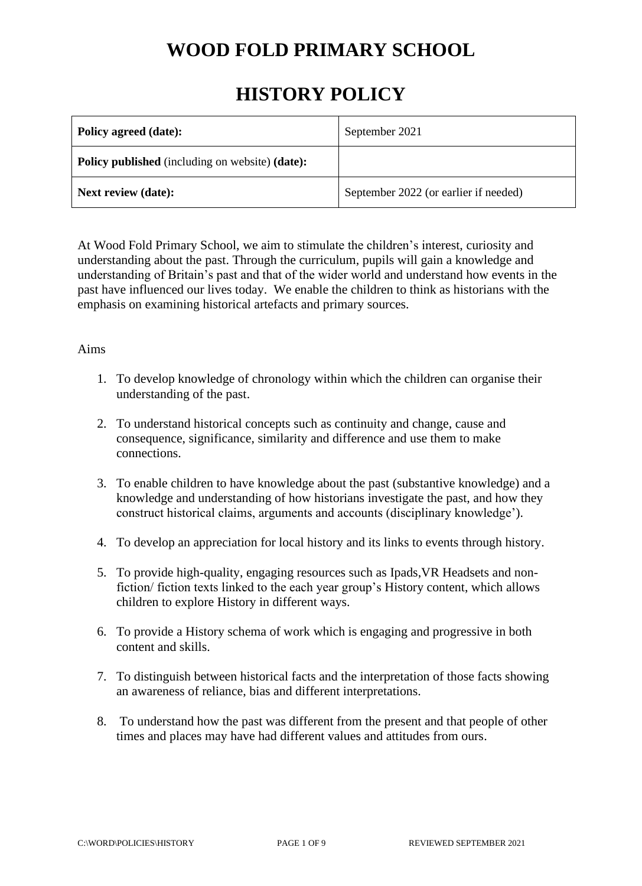# WOOD FOLD PRIMARY SCHOOL

# HISTORY POLICY

| | |
|---|---|
| **Policy agreed (date):** | September 2021 |
| **Policy published** (including on website) **(date):** | |
| **Next review (date):** | September 2022 (or earlier if needed) |

At Wood Fold Primary School, we aim to stimulate the children's interest, curiosity and understanding about the past. Through the curriculum, pupils will gain a knowledge and understanding of Britain's past and that of the wider world and understand how events in the past have influenced our lives today. We enable the children to think as historians with the emphasis on examining historical artefacts and primary sources.

Aims

1. To develop knowledge of chronology within which the children can organise their understanding of the past.

2. To understand historical concepts such as continuity and change, cause and consequence, significance, similarity and difference and use them to make connections.

3. To enable children to have knowledge about the past (substantive knowledge) and a knowledge and understanding of how historians investigate the past, and how they construct historical claims, arguments and accounts (disciplinary knowledge').

4. To develop an appreciation for local history and its links to events through history.

5. To provide high-quality, engaging resources such as Ipads,VR Headsets and non-fiction/ fiction texts linked to the each year group's History content, which allows children to explore History in different ways.

6. To provide a History schema of work which is engaging and progressive in both content and skills.

7. To distinguish between historical facts and the interpretation of those facts showing an awareness of reliance, bias and different interpretations.

8. To understand how the past was different from the present and that people of other times and places may have had different values and attitudes from ours.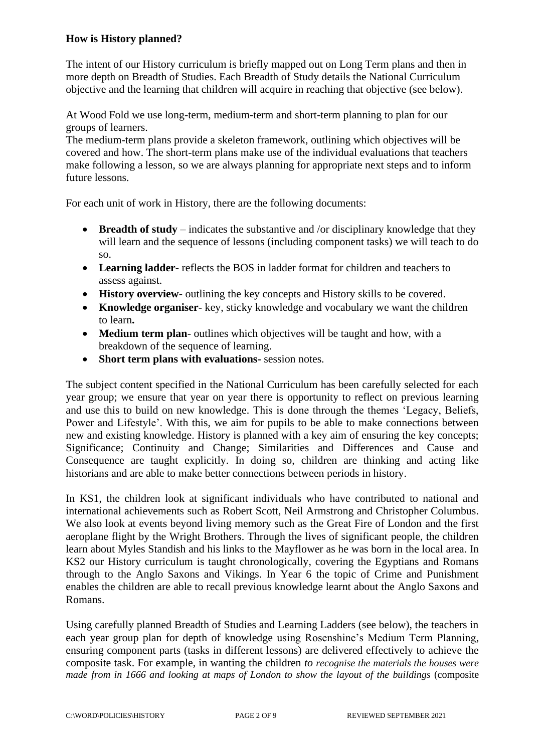**How is History planned?**

The intent of our History curriculum is briefly mapped out on Long Term plans and then in more depth on Breadth of Studies. Each Breadth of Study details the National Curriculum objective and the learning that children will acquire in reaching that objective (see below).

At Wood Fold we use long-term, medium-term and short-term planning to plan for our groups of learners.

The medium-term plans provide a skeleton framework, outlining which objectives will be covered and how. The short-term plans make use of the individual evaluations that teachers make following a lesson, so we are always planning for appropriate next steps and to inform future lessons.

For each unit of work in History, there are the following documents:

- **Breadth of study** – indicates the substantive and /or disciplinary knowledge that they will learn and the sequence of lessons (including component tasks) we will teach to do so.
- **Learning ladder**- reflects the BOS in ladder format for children and teachers to assess against.
- **History overview**- outlining the key concepts and History skills to be covered.
- **Knowledge organiser**- key, sticky knowledge and vocabulary we want the children to learn**.**
- **Medium term plan**- outlines which objectives will be taught and how, with a breakdown of the sequence of learning.
- **Short term plans with evaluations-** session notes.

The subject content specified in the National Curriculum has been carefully selected for each year group; we ensure that year on year there is opportunity to reflect on previous learning and use this to build on new knowledge. This is done through the themes 'Legacy, Beliefs, Power and Lifestyle'. With this, we aim for pupils to be able to make connections between new and existing knowledge. History is planned with a key aim of ensuring the key concepts; Significance; Continuity and Change; Similarities and Differences and Cause and Consequence are taught explicitly. In doing so, children are thinking and acting like historians and are able to make better connections between periods in history.

In KS1, the children look at significant individuals who have contributed to national and international achievements such as Robert Scott, Neil Armstrong and Christopher Columbus. We also look at events beyond living memory such as the Great Fire of London and the first aeroplane flight by the Wright Brothers. Through the lives of significant people, the children learn about Myles Standish and his links to the Mayflower as he was born in the local area. In KS2 our History curriculum is taught chronologically, covering the Egyptians and Romans through to the Anglo Saxons and Vikings. In Year 6 the topic of Crime and Punishment enables the children are able to recall previous knowledge learnt about the Anglo Saxons and Romans.

Using carefully planned Breadth of Studies and Learning Ladders (see below), the teachers in each year group plan for depth of knowledge using Rosenshine's Medium Term Planning, ensuring component parts (tasks in different lessons) are delivered effectively to achieve the composite task. For example, in wanting the children *to recognise the materials the houses were made from in 1666 and looking at maps of London to show the layout of the buildings* (composite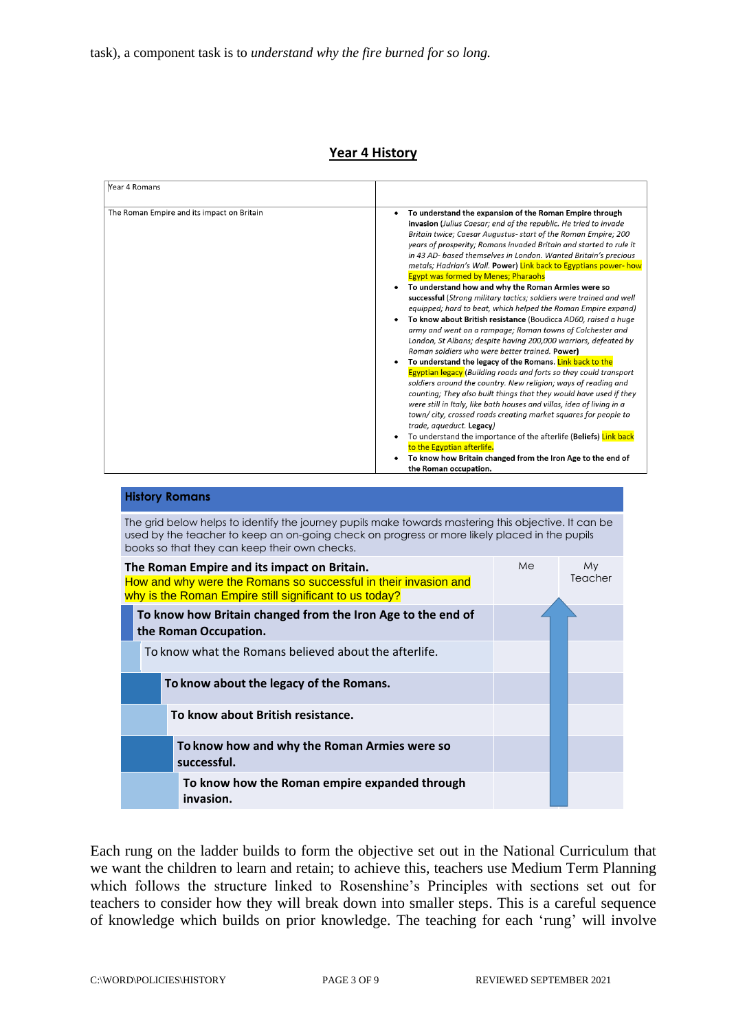task), a component task is to *understand why the fire burned for so long.*

## Year 4 History

| Year 4 Romans | |
|---|---|
| The Roman Empire and its impact on Britain | • **To understand the expansion of the Roman Empire through invasion** (*Julius Caesar; end of the republic. He tried to invade Britain twice; Caesar Augustus- start of the Roman Empire; 200 years of prosperity; Romans invaded Britain and started to rule it in 43 AD- based themselves in London. Wanted Britain's precious metals; Hadrian's Wall.* **Power**) Link back to Egyptians power- how Egypt was formed by Menes; Pharaohs<br>• **To understand how and why the Roman Armies were so successful** (*Strong military tactics; soldiers were trained and well equipped; hard to beat, which helped the Roman Empire expand)*<br>• **To know about British resistance** (*Boudicca AD60, raised a huge army and went on a rampage; Roman towns of Colchester and London, St Albans; despite having 200,000 warriors, defeated by Roman soldiers who were better trained.* **Power)**<br>• **To understand the legacy of the Romans.** Link back to the Egyptian legacy (*Building roads and forts so they could transport soldiers around the country. New religion; ways of reading and counting; They also built things that they would have used if they were still in Italy, like bath houses and villas, idea of living in a town/ city, crossed roads creating market squares for people to trade, aqueduct.* **Legacy)**<br>• To understand the importance of the afterlife (**Beliefs**) Link back to the Egyptian afterlife.<br>• **To know how Britain changed from the Iron Age to the end of the Roman occupation.** |

**History Romans**

The grid below helps to identify the journey pupils make towards mastering this objective. It can be used by the teacher to keep an on-going check on progress or more likely placed in the pupils books so that they can keep their own checks.

| **The Roman Empire and its impact on Britain.** How and why were the Romans so successful in their invasion and why is the Roman Empire still significant to us today? | Me | My Teacher |
|---|---|---|
| **To know how Britain changed from the Iron Age to the end of the Roman Occupation.** | | |
| To know what the Romans believed about the afterlife. | | |
| **To know about the legacy of the Romans.** | | |
| **To know about British resistance.** | | |
| **To know how and why the Roman Armies were so successful.** | | |
| **To know how the Roman empire expanded through invasion.** | | |

Each rung on the ladder builds to form the objective set out in the National Curriculum that we want the children to learn and retain; to achieve this, teachers use Medium Term Planning which follows the structure linked to Rosenshine's Principles with sections set out for teachers to consider how they will break down into smaller steps. This is a careful sequence of knowledge which builds on prior knowledge. The teaching for each 'rung' will involve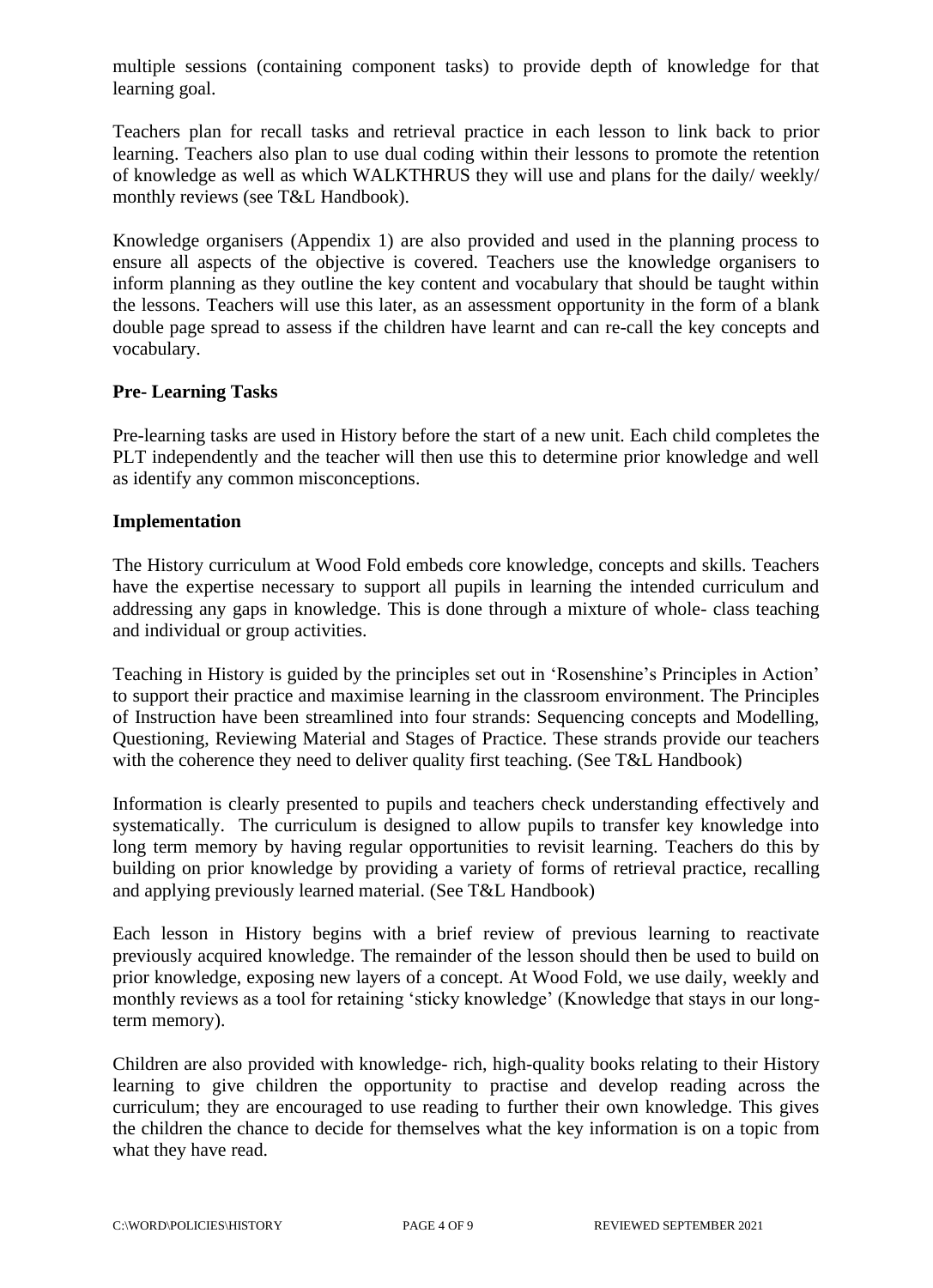multiple sessions (containing component tasks) to provide depth of knowledge for that learning goal.

Teachers plan for recall tasks and retrieval practice in each lesson to link back to prior learning. Teachers also plan to use dual coding within their lessons to promote the retention of knowledge as well as which WALKTHRUS they will use and plans for the daily/ weekly/ monthly reviews (see T&L Handbook).

Knowledge organisers (Appendix 1) are also provided and used in the planning process to ensure all aspects of the objective is covered. Teachers use the knowledge organisers to inform planning as they outline the key content and vocabulary that should be taught within the lessons. Teachers will use this later, as an assessment opportunity in the form of a blank double page spread to assess if the children have learnt and can re-call the key concepts and vocabulary.

**Pre- Learning Tasks**

Pre-learning tasks are used in History before the start of a new unit. Each child completes the PLT independently and the teacher will then use this to determine prior knowledge and well as identify any common misconceptions.

**Implementation**

The History curriculum at Wood Fold embeds core knowledge, concepts and skills. Teachers have the expertise necessary to support all pupils in learning the intended curriculum and addressing any gaps in knowledge. This is done through a mixture of whole- class teaching and individual or group activities.

Teaching in History is guided by the principles set out in 'Rosenshine's Principles in Action' to support their practice and maximise learning in the classroom environment. The Principles of Instruction have been streamlined into four strands: Sequencing concepts and Modelling, Questioning, Reviewing Material and Stages of Practice. These strands provide our teachers with the coherence they need to deliver quality first teaching. (See T&L Handbook)

Information is clearly presented to pupils and teachers check understanding effectively and systematically. The curriculum is designed to allow pupils to transfer key knowledge into long term memory by having regular opportunities to revisit learning. Teachers do this by building on prior knowledge by providing a variety of forms of retrieval practice, recalling and applying previously learned material. (See T&L Handbook)

Each lesson in History begins with a brief review of previous learning to reactivate previously acquired knowledge. The remainder of the lesson should then be used to build on prior knowledge, exposing new layers of a concept. At Wood Fold, we use daily, weekly and monthly reviews as a tool for retaining 'sticky knowledge' (Knowledge that stays in our long-term memory).

Children are also provided with knowledge- rich, high-quality books relating to their History learning to give children the opportunity to practise and develop reading across the curriculum; they are encouraged to use reading to further their own knowledge. This gives the children the chance to decide for themselves what the key information is on a topic from what they have read.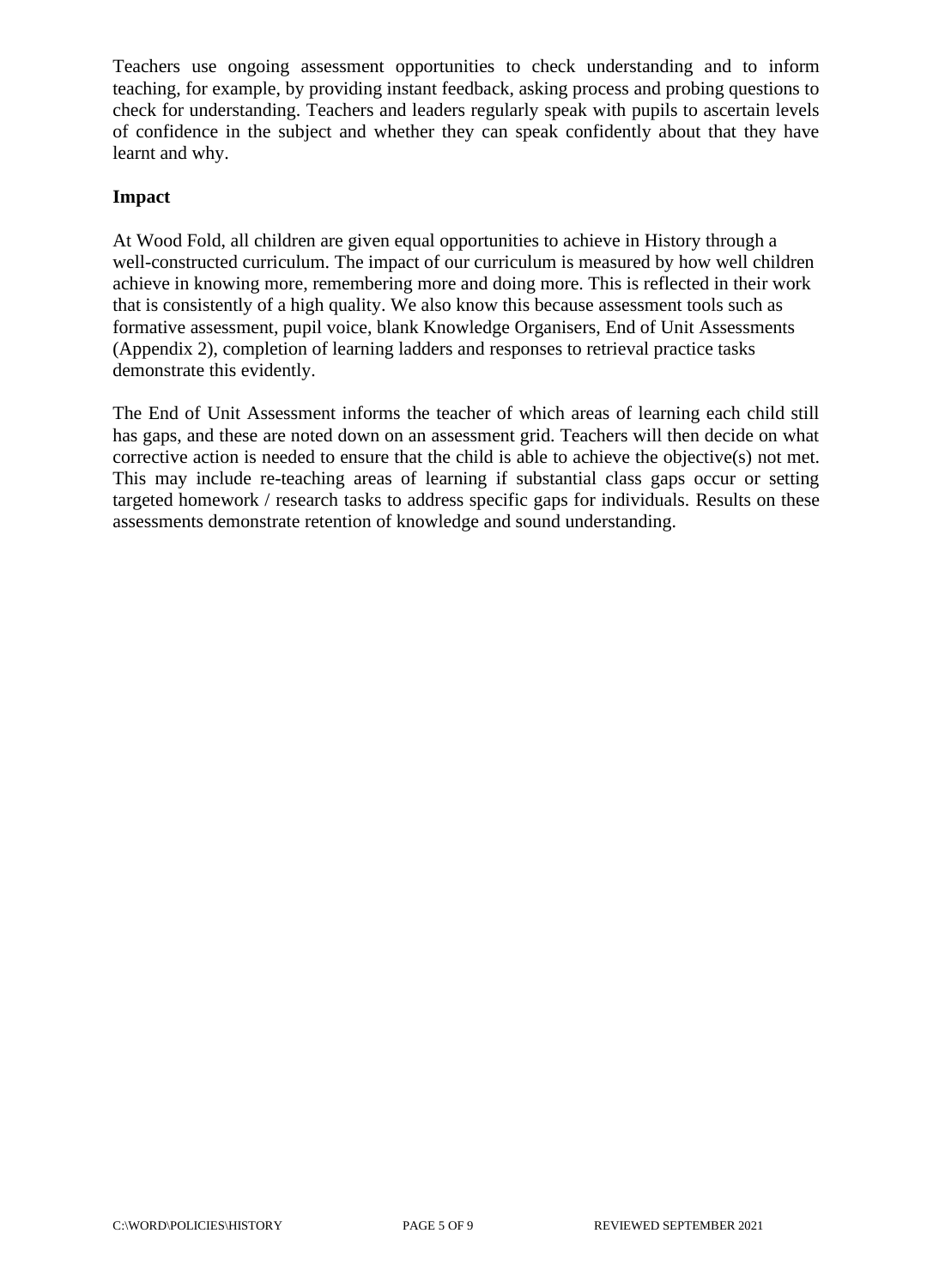Teachers use ongoing assessment opportunities to check understanding and to inform teaching, for example, by providing instant feedback, asking process and probing questions to check for understanding. Teachers and leaders regularly speak with pupils to ascertain levels of confidence in the subject and whether they can speak confidently about that they have learnt and why.

**Impact**

At Wood Fold, all children are given equal opportunities to achieve in History through a well-constructed curriculum. The impact of our curriculum is measured by how well children achieve in knowing more, remembering more and doing more. This is reflected in their work that is consistently of a high quality. We also know this because assessment tools such as formative assessment, pupil voice, blank Knowledge Organisers, End of Unit Assessments (Appendix 2), completion of learning ladders and responses to retrieval practice tasks demonstrate this evidently.

The End of Unit Assessment informs the teacher of which areas of learning each child still has gaps, and these are noted down on an assessment grid. Teachers will then decide on what corrective action is needed to ensure that the child is able to achieve the objective(s) not met. This may include re-teaching areas of learning if substantial class gaps occur or setting targeted homework / research tasks to address specific gaps for individuals. Results on these assessments demonstrate retention of knowledge and sound understanding.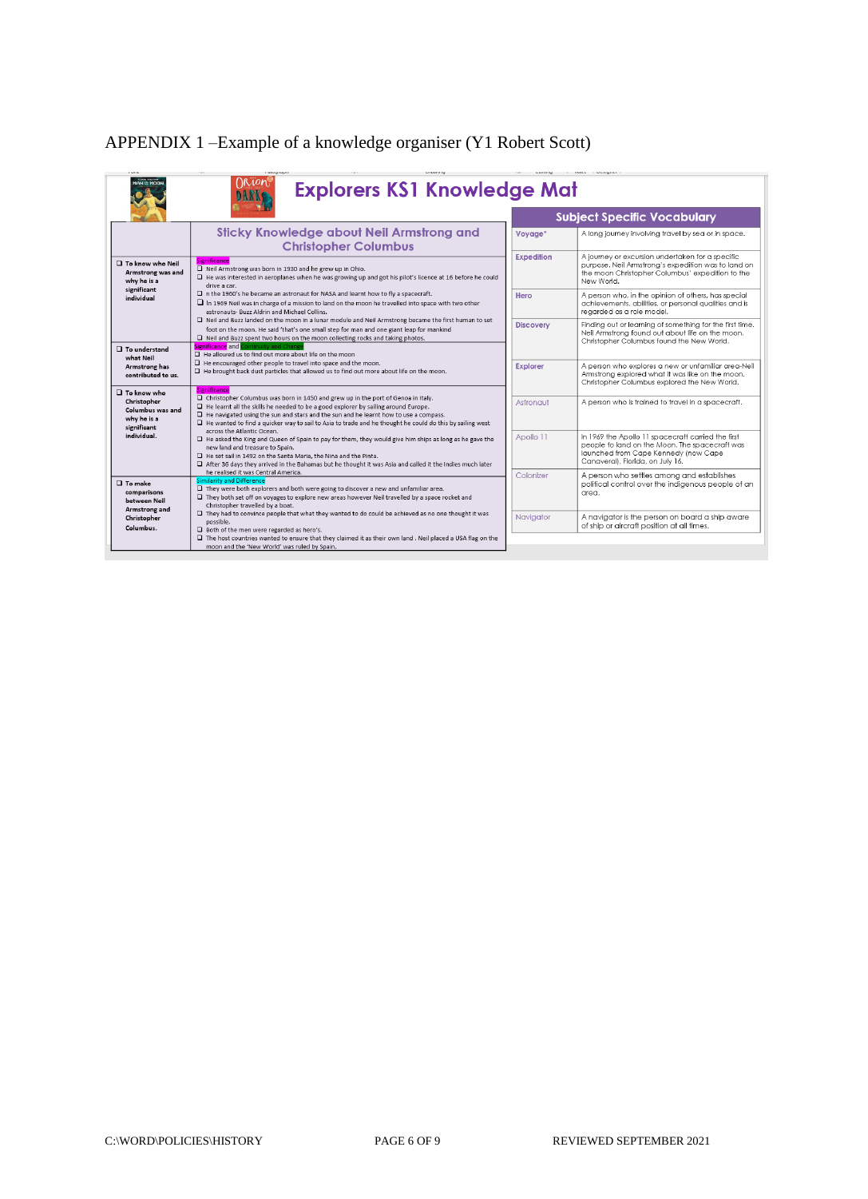APPENDIX 1 –Example of a knowledge organiser (Y1 Robert Scott)

# Explorers KS1 Knowledge Mat

## Sticky Knowledge about Neil Armstrong and Christopher Columbus

| | |
|---|---|
| To know who Neil Armstrong was and why he is a significant individual | Significance<br>Neil Armstrong was born in 1930 and he grew up in Ohio.<br>He was interested in aeroplanes when he was growing up and got his pilot's licence at 16 before he could drive a car.<br>n the 1960's he became an astronaut for NASA and learnt how to fly a spacecraft.<br>In 1969 Neil was in charge of a mission to land on the moon he travelled into space with two other astronauts- Buzz Aldrin and Michael Collins.<br>Neil and Buzz landed on the moon in a lunar module and Neil Armstrong became the first human to set foot on the moon. He said 'that's one small step for man and one giant leap for mankind<br>Neil and Buzz spent two hours on the moon collecting rocks and taking photos. |
| To understand what Neil Armstrong has contributed to us. | Significance and Continuity and Change<br>He allowed us to find out more about life on the moon<br>He encouraged other people to travel into space and the moon.<br>He brought back dust particles that allowed us to find out more about life on the moon. |
| To know who Christopher Columbus was and why he is a significant individual. | Significance<br>Christopher Columbus was born in 1450 and grew up in the port of Genoa in Italy.<br>He learnt all the skills he needed to be a good explorer by sailing around Europe.<br>He navigated using the sun and stars and the sun and he learnt how to use a compass.<br>He wanted to find a quicker way to sail to Asia to trade and he thought he could do this by sailing west across the Atlantic Ocean.<br>He asked the King and Queen of Spain to pay for them, they would give him ships as long as he gave the new land and treasure to Spain.<br>He set sail in 1492 on the Santa Maria, the Nina and the Pinta.<br>After 36 days they arrived in the Bahamas but he thought it was Asia and called it the Indies much later he realised it was Central America. |
| To make comparisons between Neil Armstrong and Christopher Columbus. | Similarity and Difference<br>They were both explorers and both were going to discover a new and unfamiliar area.<br>They both set off on voyages to explore new areas however Neil travelled by a space rocket and Christopher travelled by a boat.<br>They had to convince people that what they wanted to do could be achieved as no one thought it was possible.<br>Both of the men were regarded as hero's.<br>The host countries wanted to ensure that they claimed it as their own land . Neil placed a USA flag on the moon and the 'New World' was ruled by Spain. |

## Subject Specific Vocabulary

| | |
|---|---|
| Voyage* | A long journey involving travel by sea or in space. |
| Expedition | A journey or excursion undertaken for a specific purpose. Neil Armstrong's expedition was to land on the moon Christopher Columbus' expedition to the New World. |
| Hero | A person who, in the opinion of others, has special achievements, abilities, or personal qualities and is regarded as a role model. |
| Discovery | Finding out or learning of something for the first time. Neil Armstrong found out about life on the moon. Christopher Columbus found the New World. |
| Explorer | A person who explores a new or unfamiliar area-Neil Armstrong explored what it was like on the moon. Christopher Columbus explored the New World. |
| Astronaut | A person who is trained to travel in a spacecraft. |
| Apollo 11 | In 1969 the Apollo 11 spacecraft carried the first people to land on the Moon. The spacecraft was launched from Cape Kennedy (now Cape Canaveral), Florida, on July 16. |
| Colonizer | A person who settles among and establishes political control over the indigenous people of an area. |
| Navigator | A navigator is the person on board a ship aware of ship or aircraft position at all times. |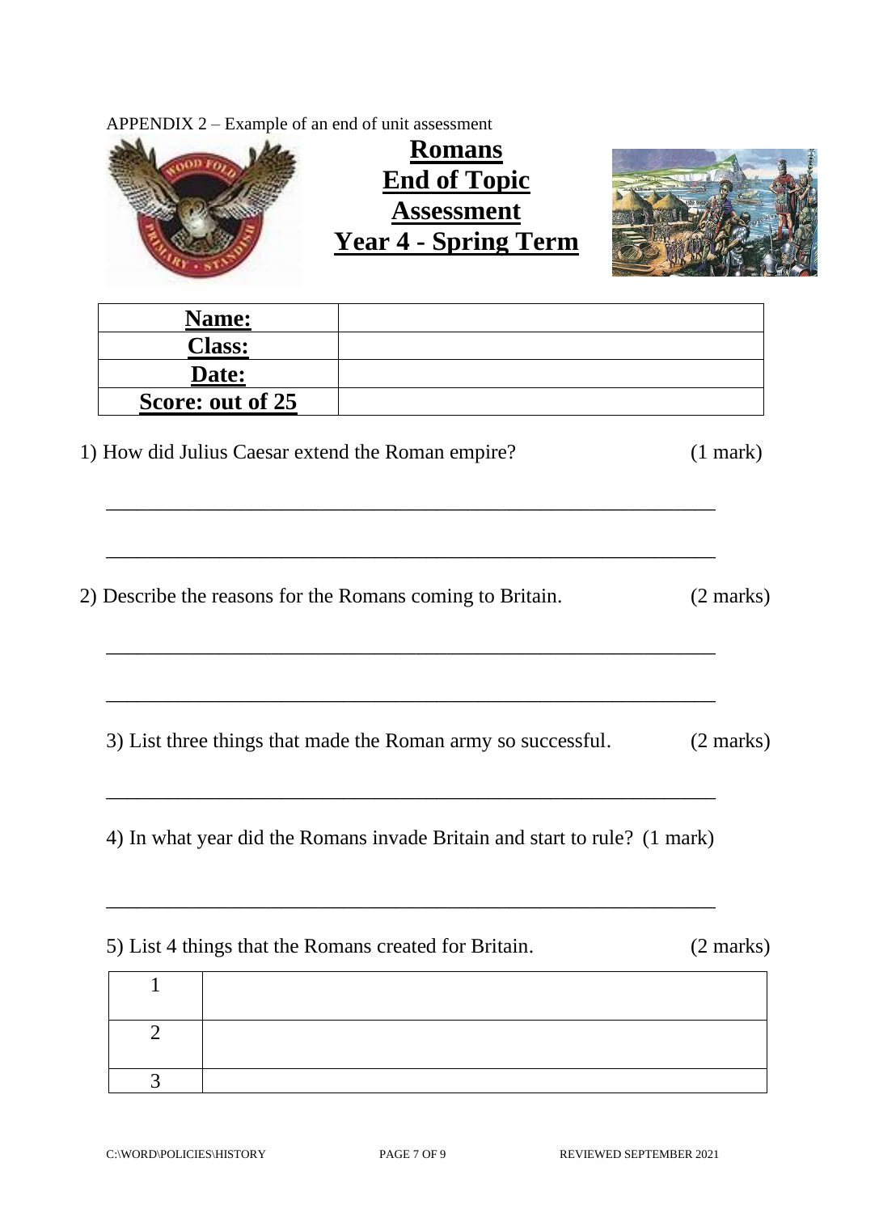APPENDIX 2 – Example of an end of unit assessment

# Romans
# End of Topic Assessment
# Year 4 - Spring Term

| | |
|---|---|
| **Name:** | |
| **Class:** | |
| **Date:** | |
| **Score: out of 25** | |

1) How did Julius Caesar extend the Roman empire? (1 mark)

\_\_\_\_\_\_\_\_\_\_\_\_\_\_\_\_\_\_\_\_\_\_\_\_\_\_\_\_\_\_\_\_\_\_\_\_\_\_\_\_\_\_\_\_\_\_\_\_\_\_\_\_\_\_\_\_

\_\_\_\_\_\_\_\_\_\_\_\_\_\_\_\_\_\_\_\_\_\_\_\_\_\_\_\_\_\_\_\_\_\_\_\_\_\_\_\_\_\_\_\_\_\_\_\_\_\_\_\_\_\_\_\_

2) Describe the reasons for the Romans coming to Britain. (2 marks)

\_\_\_\_\_\_\_\_\_\_\_\_\_\_\_\_\_\_\_\_\_\_\_\_\_\_\_\_\_\_\_\_\_\_\_\_\_\_\_\_\_\_\_\_\_\_\_\_\_\_\_\_\_\_\_\_

\_\_\_\_\_\_\_\_\_\_\_\_\_\_\_\_\_\_\_\_\_\_\_\_\_\_\_\_\_\_\_\_\_\_\_\_\_\_\_\_\_\_\_\_\_\_\_\_\_\_\_\_\_\_\_\_

3) List three things that made the Roman army so successful. (2 marks)

\_\_\_\_\_\_\_\_\_\_\_\_\_\_\_\_\_\_\_\_\_\_\_\_\_\_\_\_\_\_\_\_\_\_\_\_\_\_\_\_\_\_\_\_\_\_\_\_\_\_\_\_\_\_\_\_

4) In what year did the Romans invade Britain and start to rule? (1 mark)

\_\_\_\_\_\_\_\_\_\_\_\_\_\_\_\_\_\_\_\_\_\_\_\_\_\_\_\_\_\_\_\_\_\_\_\_\_\_\_\_\_\_\_\_\_\_\_\_\_\_\_\_\_\_\_\_

5) List 4 things that the Romans created for Britain. (2 marks)

| | |
|---|---|
| 1 | |
| 2 | |
| 3 | |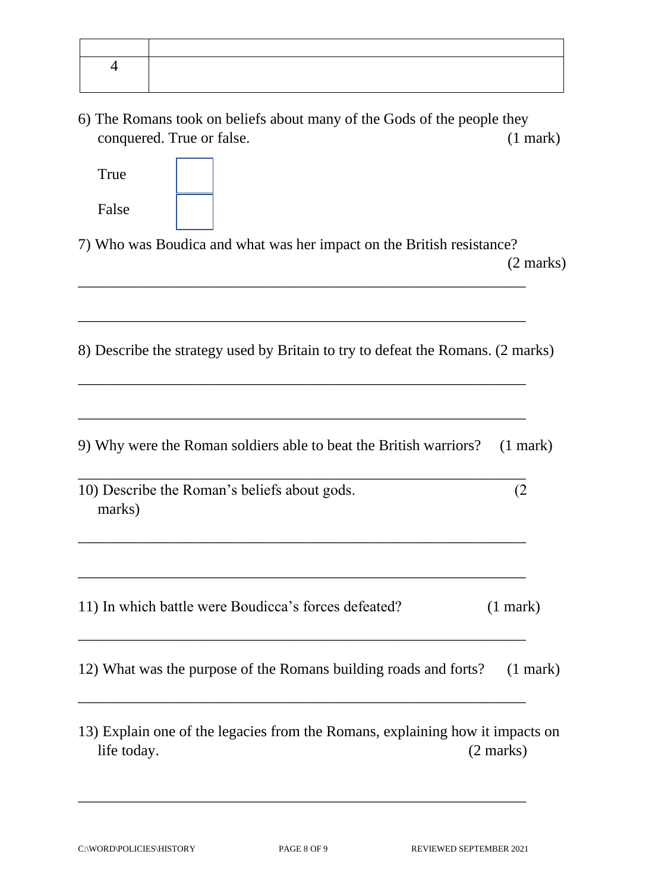| | |
|---|---|
| 4 | |

6) The Romans took on beliefs about many of the Gods of the people they conquered. True or false. (1 mark)

True ☐

False ☐

7) Who was Boudica and what was her impact on the British resistance? (2 marks)

___________________________________________________________

___________________________________________________________

8) Describe the strategy used by Britain to try to defeat the Romans. (2 marks)

___________________________________________________________

___________________________________________________________

9) Why were the Roman soldiers able to beat the British warriors? (1 mark)

___________________________________________________________

10) Describe the Roman's beliefs about gods. (2 marks)

___________________________________________________________

___________________________________________________________

11) In which battle were Boudicca's forces defeated? (1 mark)

___________________________________________________________

12) What was the purpose of the Romans building roads and forts? (1 mark)

___________________________________________________________

13) Explain one of the legacies from the Romans, explaining how it impacts on life today. (2 marks)

___________________________________________________________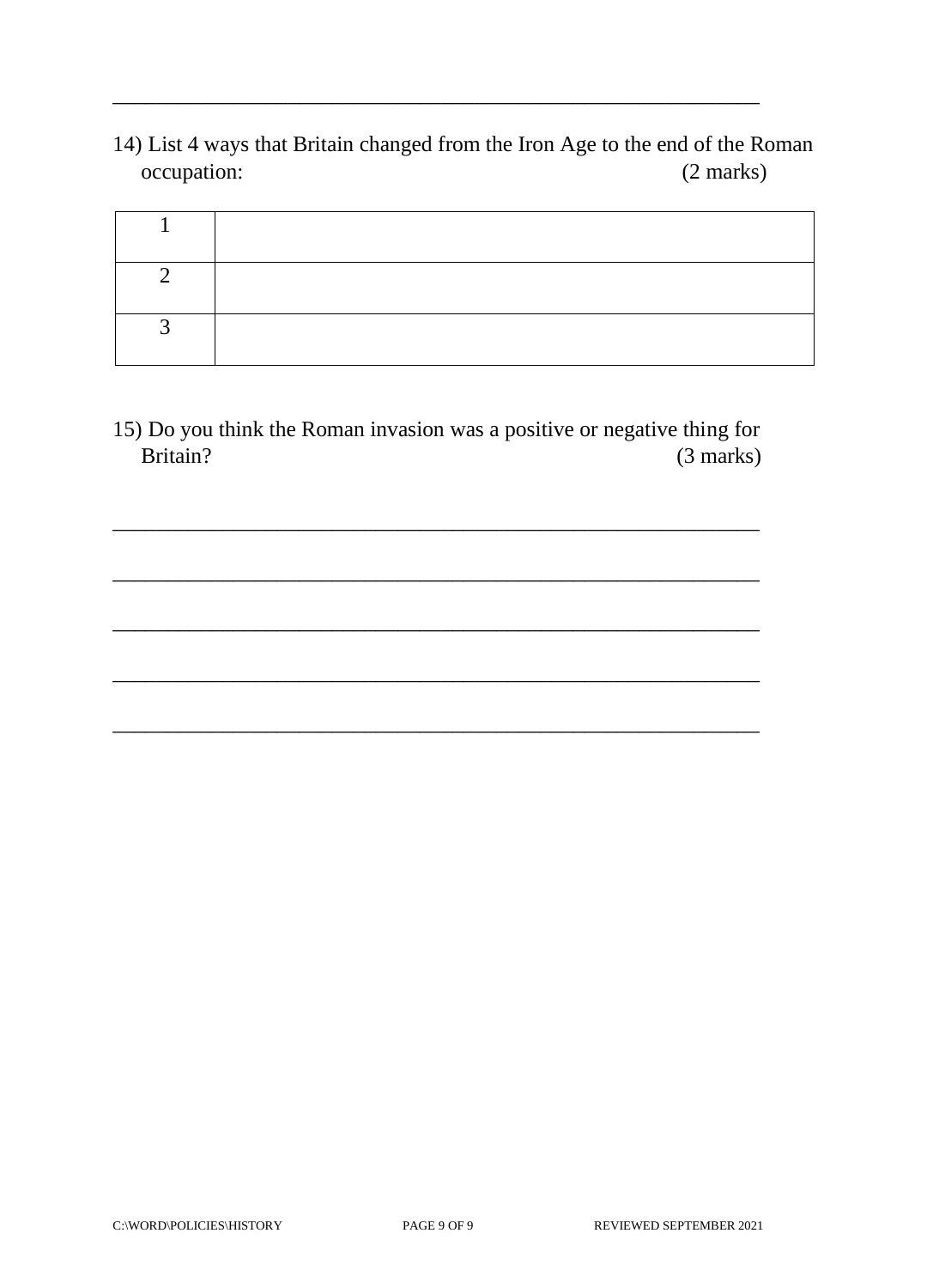\_\_\_\_\_\_\_\_\_\_\_\_\_\_\_\_\_\_\_\_\_\_\_\_\_\_\_\_\_\_\_\_\_\_\_\_\_\_\_\_\_\_\_\_\_\_\_\_\_\_\_\_\_\_\_\_\_\_\_\_\_\_

14) List 4 ways that Britain changed from the Iron Age to the end of the Roman occupation: (2 marks)

| | |
|---|---|
| 1 | |
| 2 | |
| 3 | |

15) Do you think the Roman invasion was a positive or negative thing for Britain? (3 marks)

\_\_\_\_\_\_\_\_\_\_\_\_\_\_\_\_\_\_\_\_\_\_\_\_\_\_\_\_\_\_\_\_\_\_\_\_\_\_\_\_\_\_\_\_\_\_\_\_\_\_\_\_\_\_\_\_\_\_\_\_\_\_

\_\_\_\_\_\_\_\_\_\_\_\_\_\_\_\_\_\_\_\_\_\_\_\_\_\_\_\_\_\_\_\_\_\_\_\_\_\_\_\_\_\_\_\_\_\_\_\_\_\_\_\_\_\_\_\_\_\_\_\_\_\_

\_\_\_\_\_\_\_\_\_\_\_\_\_\_\_\_\_\_\_\_\_\_\_\_\_\_\_\_\_\_\_\_\_\_\_\_\_\_\_\_\_\_\_\_\_\_\_\_\_\_\_\_\_\_\_\_\_\_\_\_\_\_

\_\_\_\_\_\_\_\_\_\_\_\_\_\_\_\_\_\_\_\_\_\_\_\_\_\_\_\_\_\_\_\_\_\_\_\_\_\_\_\_\_\_\_\_\_\_\_\_\_\_\_\_\_\_\_\_\_\_\_\_\_\_

\_\_\_\_\_\_\_\_\_\_\_\_\_\_\_\_\_\_\_\_\_\_\_\_\_\_\_\_\_\_\_\_\_\_\_\_\_\_\_\_\_\_\_\_\_\_\_\_\_\_\_\_\_\_\_\_\_\_\_\_\_\_